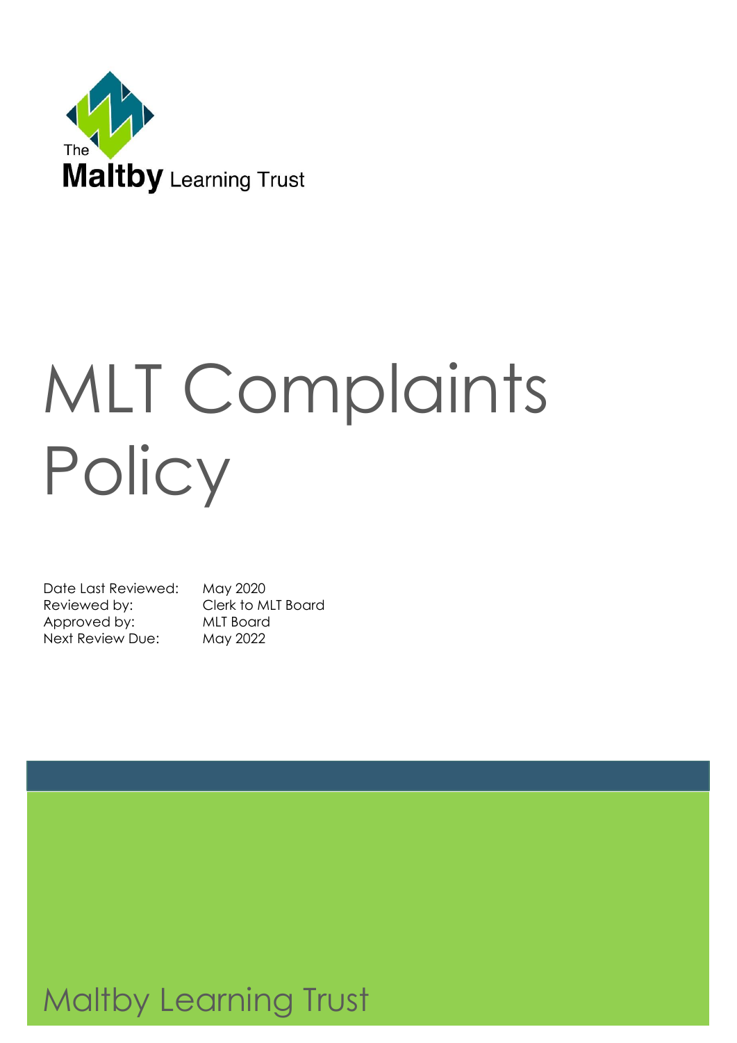The
**Maltby** Learning Trust

# MLT Complaints Policy

| | |
|---|---|
| Date Last Reviewed: | May 2020 |
| Reviewed by: | Clerk to MLT Board |
| Approved by: | MLT Board |
| Next Review Due: | May 2022 |

Maltby Learning Trust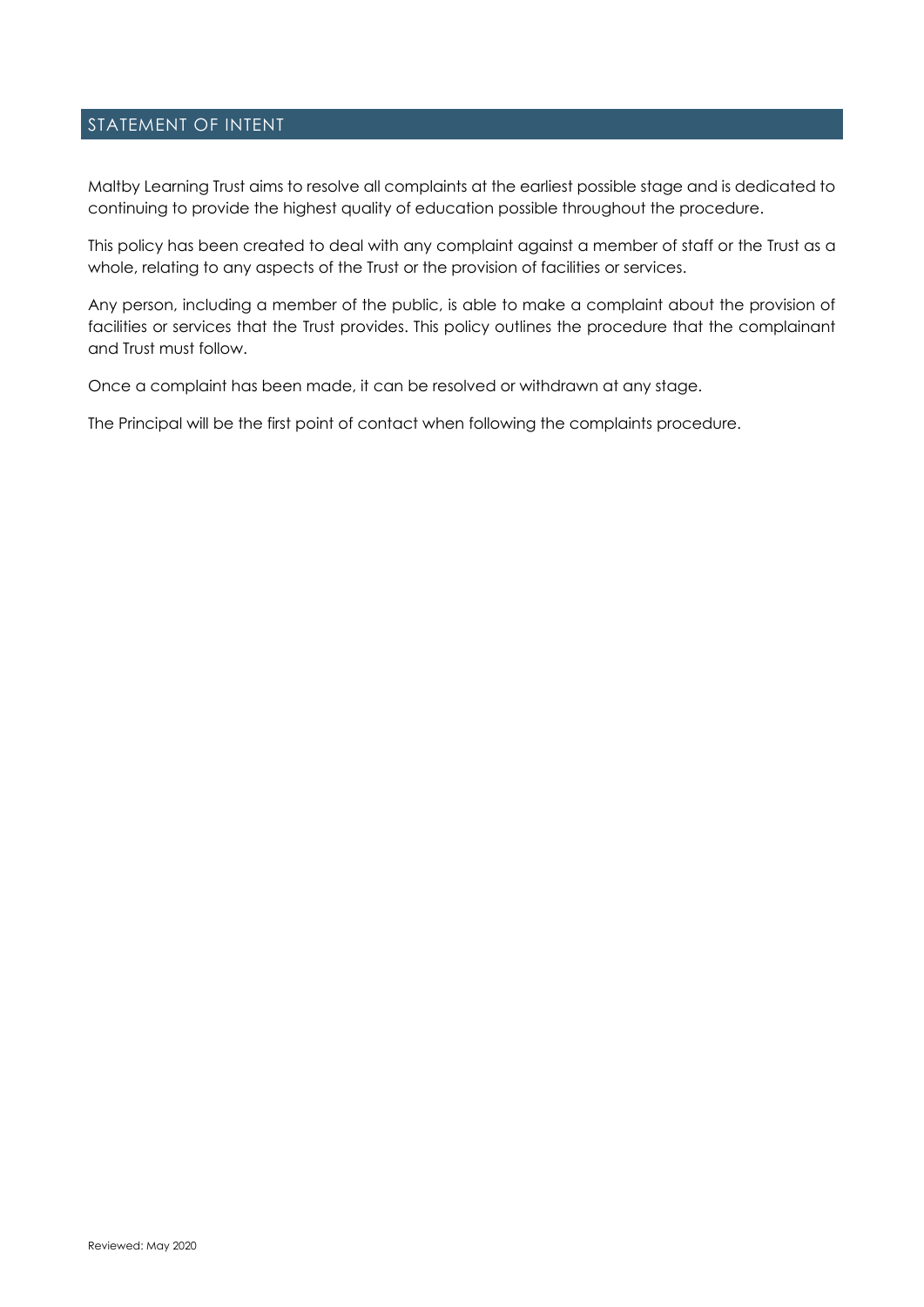## STATEMENT OF INTENT

Maltby Learning Trust aims to resolve all complaints at the earliest possible stage and is dedicated to continuing to provide the highest quality of education possible throughout the procedure.

This policy has been created to deal with any complaint against a member of staff or the Trust as a whole, relating to any aspects of the Trust or the provision of facilities or services.

Any person, including a member of the public, is able to make a complaint about the provision of facilities or services that the Trust provides. This policy outlines the procedure that the complainant and Trust must follow.

Once a complaint has been made, it can be resolved or withdrawn at any stage.

The Principal will be the first point of contact when following the complaints procedure.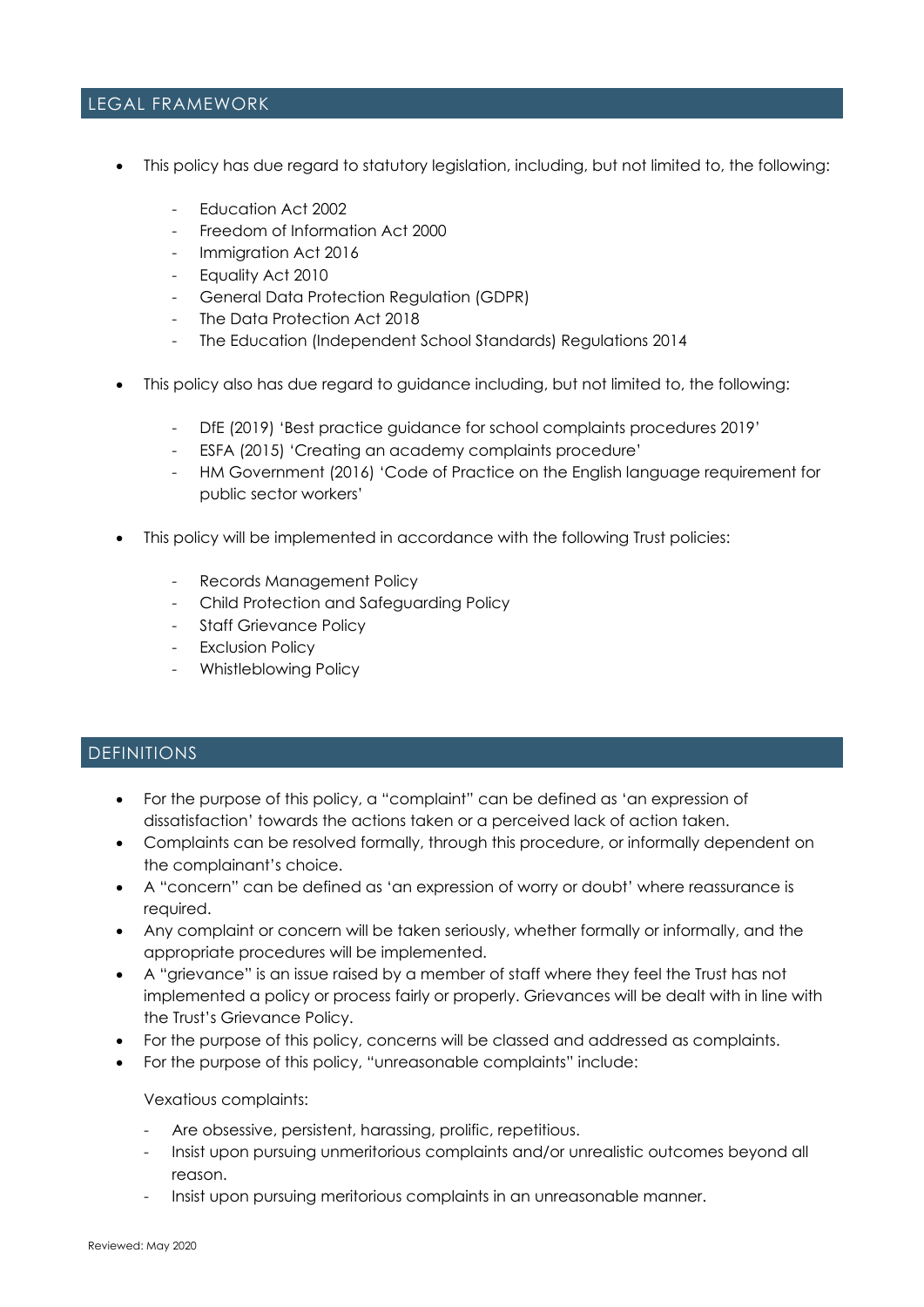## LEGAL FRAMEWORK

- This policy has due regard to statutory legislation, including, but not limited to, the following:
  - Education Act 2002
  - Freedom of Information Act 2000
  - Immigration Act 2016
  - Equality Act 2010
  - General Data Protection Regulation (GDPR)
  - The Data Protection Act 2018
  - The Education (Independent School Standards) Regulations 2014
- This policy also has due regard to guidance including, but not limited to, the following:
  - DfE (2019) 'Best practice guidance for school complaints procedures 2019'
  - ESFA (2015) 'Creating an academy complaints procedure'
  - HM Government (2016) 'Code of Practice on the English language requirement for public sector workers'
- This policy will be implemented in accordance with the following Trust policies:
  - Records Management Policy
  - Child Protection and Safeguarding Policy
  - Staff Grievance Policy
  - Exclusion Policy
  - Whistleblowing Policy

## DEFINITIONS

- For the purpose of this policy, a "complaint" can be defined as 'an expression of dissatisfaction' towards the actions taken or a perceived lack of action taken.
- Complaints can be resolved formally, through this procedure, or informally dependent on the complainant's choice.
- A "concern" can be defined as 'an expression of worry or doubt' where reassurance is required.
- Any complaint or concern will be taken seriously, whether formally or informally, and the appropriate procedures will be implemented.
- A "grievance" is an issue raised by a member of staff where they feel the Trust has not implemented a policy or process fairly or properly. Grievances will be dealt with in line with the Trust's Grievance Policy.
- For the purpose of this policy, concerns will be classed and addressed as complaints.
- For the purpose of this policy, "unreasonable complaints" include:

  Vexatious complaints:

  - Are obsessive, persistent, harassing, prolific, repetitious.
  - Insist upon pursuing unmeritorious complaints and/or unrealistic outcomes beyond all reason.
  - Insist upon pursuing meritorious complaints in an unreasonable manner.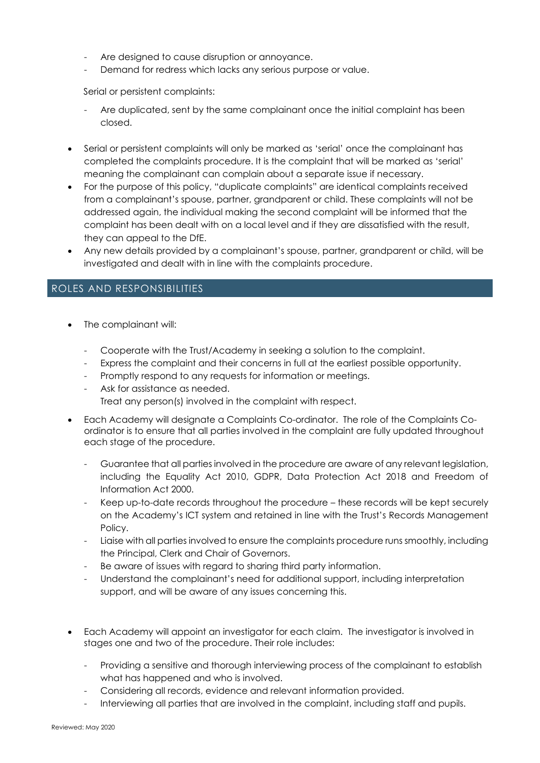- Are designed to cause disruption or annoyance.
- Demand for redress which lacks any serious purpose or value.

Serial or persistent complaints:

- Are duplicated, sent by the same complainant once the initial complaint has been closed.

- Serial or persistent complaints will only be marked as 'serial' once the complainant has completed the complaints procedure. It is the complaint that will be marked as 'serial' meaning the complainant can complain about a separate issue if necessary.
- For the purpose of this policy, "duplicate complaints" are identical complaints received from a complainant's spouse, partner, grandparent or child. These complaints will not be addressed again, the individual making the second complaint will be informed that the complaint has been dealt with on a local level and if they are dissatisfied with the result, they can appeal to the DfE.
- Any new details provided by a complainant's spouse, partner, grandparent or child, will be investigated and dealt with in line with the complaints procedure.

## ROLES AND RESPONSIBILITIES

- The complainant will:
  - Cooperate with the Trust/Academy in seeking a solution to the complaint.
  - Express the complaint and their concerns in full at the earliest possible opportunity.
  - Promptly respond to any requests for information or meetings.
  - Ask for assistance as needed.
    Treat any person(s) involved in the complaint with respect.
- Each Academy will designate a Complaints Co-ordinator. The role of the Complaints Co-ordinator is to ensure that all parties involved in the complaint are fully updated throughout each stage of the procedure.
  - Guarantee that all parties involved in the procedure are aware of any relevant legislation, including the Equality Act 2010, GDPR, Data Protection Act 2018 and Freedom of Information Act 2000.
  - Keep up-to-date records throughout the procedure – these records will be kept securely on the Academy's ICT system and retained in line with the Trust's Records Management Policy.
  - Liaise with all parties involved to ensure the complaints procedure runs smoothly, including the Principal, Clerk and Chair of Governors.
  - Be aware of issues with regard to sharing third party information.
  - Understand the complainant's need for additional support, including interpretation support, and will be aware of any issues concerning this.
- Each Academy will appoint an investigator for each claim. The investigator is involved in stages one and two of the procedure. Their role includes:
  - Providing a sensitive and thorough interviewing process of the complainant to establish what has happened and who is involved.
  - Considering all records, evidence and relevant information provided.
  - Interviewing all parties that are involved in the complaint, including staff and pupils.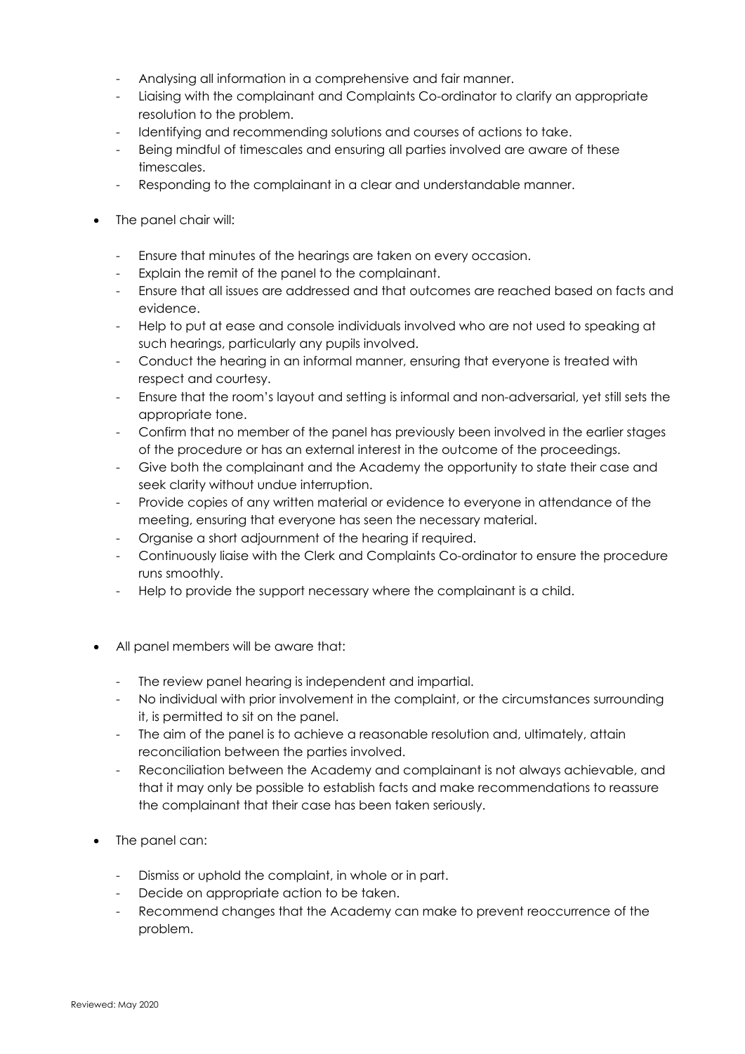- Analysing all information in a comprehensive and fair manner.
- Liaising with the complainant and Complaints Co-ordinator to clarify an appropriate resolution to the problem.
- Identifying and recommending solutions and courses of actions to take.
- Being mindful of timescales and ensuring all parties involved are aware of these timescales.
- Responding to the complainant in a clear and understandable manner.

- The panel chair will:
  - Ensure that minutes of the hearings are taken on every occasion.
  - Explain the remit of the panel to the complainant.
  - Ensure that all issues are addressed and that outcomes are reached based on facts and evidence.
  - Help to put at ease and console individuals involved who are not used to speaking at such hearings, particularly any pupils involved.
  - Conduct the hearing in an informal manner, ensuring that everyone is treated with respect and courtesy.
  - Ensure that the room's layout and setting is informal and non-adversarial, yet still sets the appropriate tone.
  - Confirm that no member of the panel has previously been involved in the earlier stages of the procedure or has an external interest in the outcome of the proceedings.
  - Give both the complainant and the Academy the opportunity to state their case and seek clarity without undue interruption.
  - Provide copies of any written material or evidence to everyone in attendance of the meeting, ensuring that everyone has seen the necessary material.
  - Organise a short adjournment of the hearing if required.
  - Continuously liaise with the Clerk and Complaints Co-ordinator to ensure the procedure runs smoothly.
  - Help to provide the support necessary where the complainant is a child.

- All panel members will be aware that:
  - The review panel hearing is independent and impartial.
  - No individual with prior involvement in the complaint, or the circumstances surrounding it, is permitted to sit on the panel.
  - The aim of the panel is to achieve a reasonable resolution and, ultimately, attain reconciliation between the parties involved.
  - Reconciliation between the Academy and complainant is not always achievable, and that it may only be possible to establish facts and make recommendations to reassure the complainant that their case has been taken seriously.

- The panel can:
  - Dismiss or uphold the complaint, in whole or in part.
  - Decide on appropriate action to be taken.
  - Recommend changes that the Academy can make to prevent reoccurrence of the problem.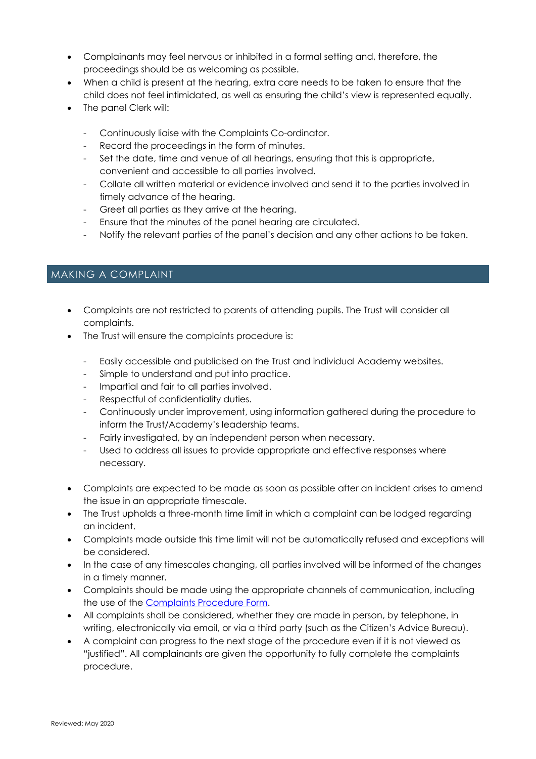- Complainants may feel nervous or inhibited in a formal setting and, therefore, the proceedings should be as welcoming as possible.
- When a child is present at the hearing, extra care needs to be taken to ensure that the child does not feel intimidated, as well as ensuring the child's view is represented equally.
- The panel Clerk will:
  - Continuously liaise with the Complaints Co-ordinator.
  - Record the proceedings in the form of minutes.
  - Set the date, time and venue of all hearings, ensuring that this is appropriate, convenient and accessible to all parties involved.
  - Collate all written material or evidence involved and send it to the parties involved in timely advance of the hearing.
  - Greet all parties as they arrive at the hearing.
  - Ensure that the minutes of the panel hearing are circulated.
  - Notify the relevant parties of the panel's decision and any other actions to be taken.

## MAKING A COMPLAINT

- Complaints are not restricted to parents of attending pupils. The Trust will consider all complaints.
- The Trust will ensure the complaints procedure is:
  - Easily accessible and publicised on the Trust and individual Academy websites.
  - Simple to understand and put into practice.
  - Impartial and fair to all parties involved.
  - Respectful of confidentiality duties.
  - Continuously under improvement, using information gathered during the procedure to inform the Trust/Academy's leadership teams.
  - Fairly investigated, by an independent person when necessary.
  - Used to address all issues to provide appropriate and effective responses where necessary.
- Complaints are expected to be made as soon as possible after an incident arises to amend the issue in an appropriate timescale.
- The Trust upholds a three-month time limit in which a complaint can be lodged regarding an incident.
- Complaints made outside this time limit will not be automatically refused and exceptions will be considered.
- In the case of any timescales changing, all parties involved will be informed of the changes in a timely manner.
- Complaints should be made using the appropriate channels of communication, including the use of the Complaints Procedure Form.
- All complaints shall be considered, whether they are made in person, by telephone, in writing, electronically via email, or via a third party (such as the Citizen's Advice Bureau).
- A complaint can progress to the next stage of the procedure even if it is not viewed as "justified". All complainants are given the opportunity to fully complete the complaints procedure.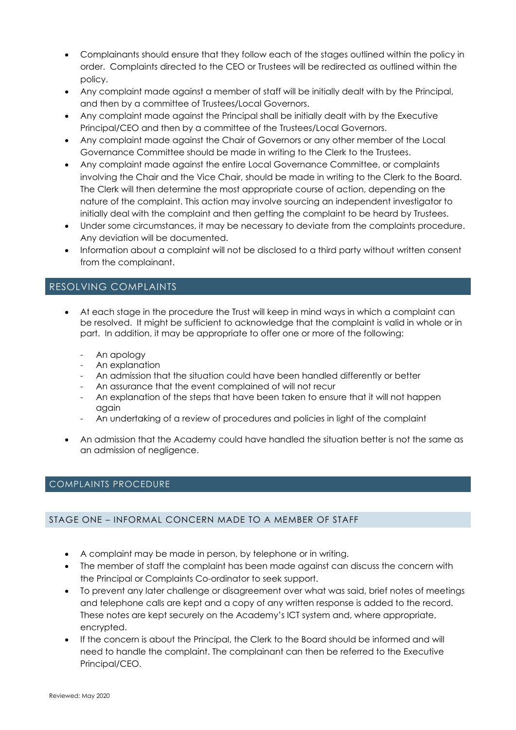- Complainants should ensure that they follow each of the stages outlined within the policy in order. Complaints directed to the CEO or Trustees will be redirected as outlined within the policy.
- Any complaint made against a member of staff will be initially dealt with by the Principal, and then by a committee of Trustees/Local Governors.
- Any complaint made against the Principal shall be initially dealt with by the Executive Principal/CEO and then by a committee of the Trustees/Local Governors.
- Any complaint made against the Chair of Governors or any other member of the Local Governance Committee should be made in writing to the Clerk to the Trustees.
- Any complaint made against the entire Local Governance Committee, or complaints involving the Chair and the Vice Chair, should be made in writing to the Clerk to the Board. The Clerk will then determine the most appropriate course of action, depending on the nature of the complaint. This action may involve sourcing an independent investigator to initially deal with the complaint and then getting the complaint to be heard by Trustees.
- Under some circumstances, it may be necessary to deviate from the complaints procedure. Any deviation will be documented.
- Information about a complaint will not be disclosed to a third party without written consent from the complainant.

## RESOLVING COMPLAINTS

- At each stage in the procedure the Trust will keep in mind ways in which a complaint can be resolved. It might be sufficient to acknowledge that the complaint is valid in whole or in part. In addition, it may be appropriate to offer one or more of the following:
  - An apology
  - An explanation
  - An admission that the situation could have been handled differently or better
  - An assurance that the event complained of will not recur
  - An explanation of the steps that have been taken to ensure that it will not happen again
  - An undertaking of a review of procedures and policies in light of the complaint
- An admission that the Academy could have handled the situation better is not the same as an admission of negligence.

## COMPLAINTS PROCEDURE

### STAGE ONE – INFORMAL CONCERN MADE TO A MEMBER OF STAFF

- A complaint may be made in person, by telephone or in writing.
- The member of staff the complaint has been made against can discuss the concern with the Principal or Complaints Co-ordinator to seek support.
- To prevent any later challenge or disagreement over what was said, brief notes of meetings and telephone calls are kept and a copy of any written response is added to the record. These notes are kept securely on the Academy's ICT system and, where appropriate, encrypted.
- If the concern is about the Principal, the Clerk to the Board should be informed and will need to handle the complaint. The complainant can then be referred to the Executive Principal/CEO.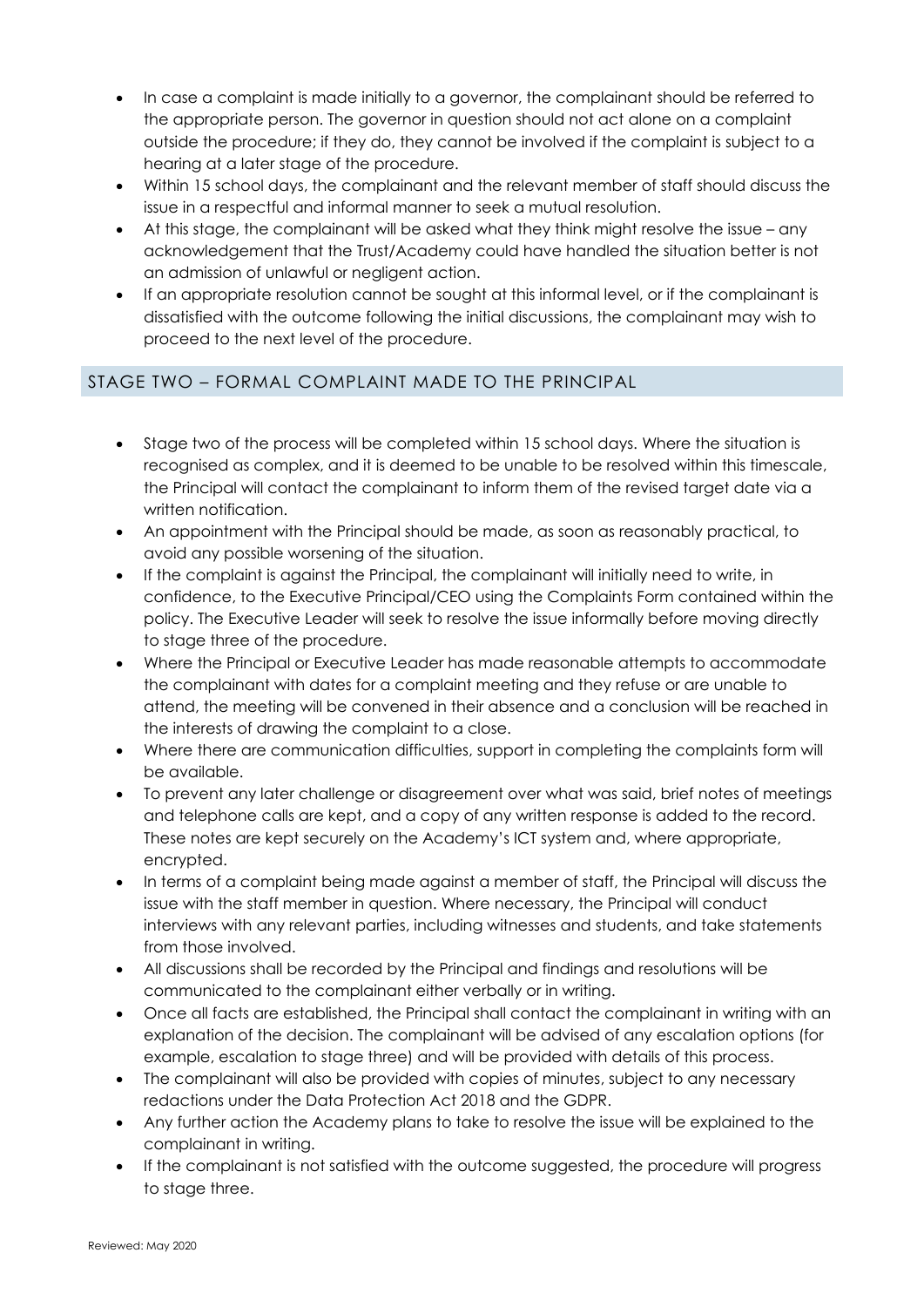- In case a complaint is made initially to a governor, the complainant should be referred to the appropriate person. The governor in question should not act alone on a complaint outside the procedure; if they do, they cannot be involved if the complaint is subject to a hearing at a later stage of the procedure.
- Within 15 school days, the complainant and the relevant member of staff should discuss the issue in a respectful and informal manner to seek a mutual resolution.
- At this stage, the complainant will be asked what they think might resolve the issue – any acknowledgement that the Trust/Academy could have handled the situation better is not an admission of unlawful or negligent action.
- If an appropriate resolution cannot be sought at this informal level, or if the complainant is dissatisfied with the outcome following the initial discussions, the complainant may wish to proceed to the next level of the procedure.

## STAGE TWO – FORMAL COMPLAINT MADE TO THE PRINCIPAL

- Stage two of the process will be completed within 15 school days. Where the situation is recognised as complex, and it is deemed to be unable to be resolved within this timescale, the Principal will contact the complainant to inform them of the revised target date via a written notification.
- An appointment with the Principal should be made, as soon as reasonably practical, to avoid any possible worsening of the situation.
- If the complaint is against the Principal, the complainant will initially need to write, in confidence, to the Executive Principal/CEO using the Complaints Form contained within the policy. The Executive Leader will seek to resolve the issue informally before moving directly to stage three of the procedure.
- Where the Principal or Executive Leader has made reasonable attempts to accommodate the complainant with dates for a complaint meeting and they refuse or are unable to attend, the meeting will be convened in their absence and a conclusion will be reached in the interests of drawing the complaint to a close.
- Where there are communication difficulties, support in completing the complaints form will be available.
- To prevent any later challenge or disagreement over what was said, brief notes of meetings and telephone calls are kept, and a copy of any written response is added to the record. These notes are kept securely on the Academy's ICT system and, where appropriate, encrypted.
- In terms of a complaint being made against a member of staff, the Principal will discuss the issue with the staff member in question. Where necessary, the Principal will conduct interviews with any relevant parties, including witnesses and students, and take statements from those involved.
- All discussions shall be recorded by the Principal and findings and resolutions will be communicated to the complainant either verbally or in writing.
- Once all facts are established, the Principal shall contact the complainant in writing with an explanation of the decision. The complainant will be advised of any escalation options (for example, escalation to stage three) and will be provided with details of this process.
- The complainant will also be provided with copies of minutes, subject to any necessary redactions under the Data Protection Act 2018 and the GDPR.
- Any further action the Academy plans to take to resolve the issue will be explained to the complainant in writing.
- If the complainant is not satisfied with the outcome suggested, the procedure will progress to stage three.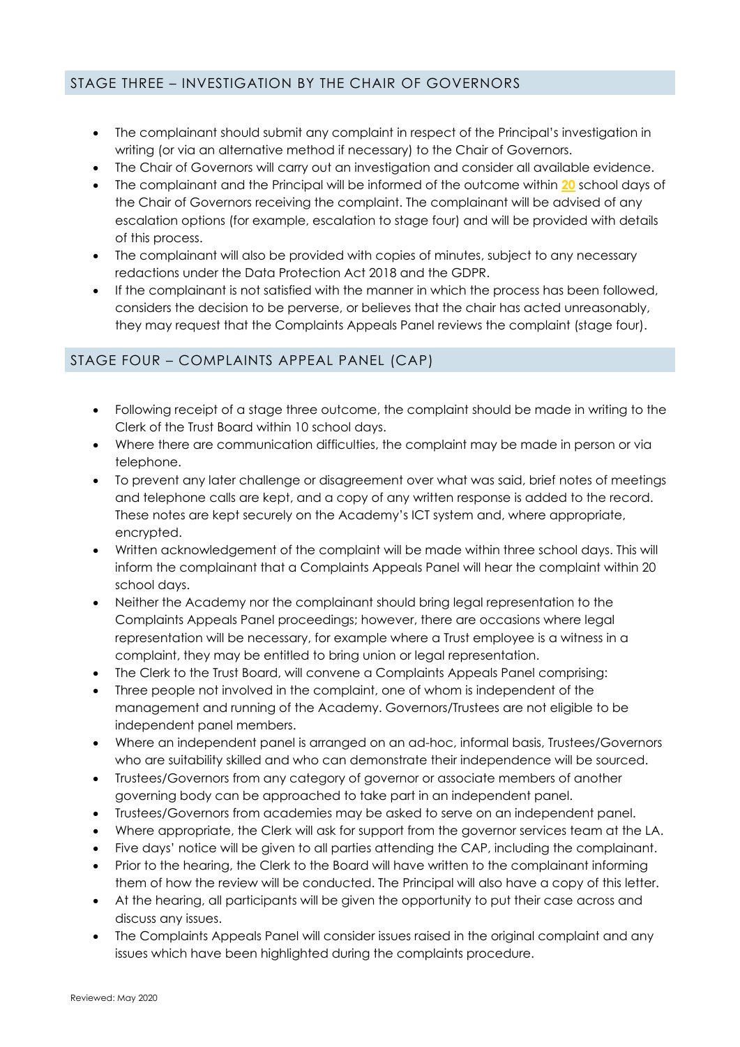## STAGE THREE – INVESTIGATION BY THE CHAIR OF GOVERNORS

- The complainant should submit any complaint in respect of the Principal's investigation in writing (or via an alternative method if necessary) to the Chair of Governors.
- The Chair of Governors will carry out an investigation and consider all available evidence.
- The complainant and the Principal will be informed of the outcome within **20** school days of the Chair of Governors receiving the complaint. The complainant will be advised of any escalation options (for example, escalation to stage four) and will be provided with details of this process.
- The complainant will also be provided with copies of minutes, subject to any necessary redactions under the Data Protection Act 2018 and the GDPR.
- If the complainant is not satisfied with the manner in which the process has been followed, considers the decision to be perverse, or believes that the chair has acted unreasonably, they may request that the Complaints Appeals Panel reviews the complaint (stage four).

## STAGE FOUR – COMPLAINTS APPEAL PANEL (CAP)

- Following receipt of a stage three outcome, the complaint should be made in writing to the Clerk of the Trust Board within 10 school days.
- Where there are communication difficulties, the complaint may be made in person or via telephone.
- To prevent any later challenge or disagreement over what was said, brief notes of meetings and telephone calls are kept, and a copy of any written response is added to the record. These notes are kept securely on the Academy's ICT system and, where appropriate, encrypted.
- Written acknowledgement of the complaint will be made within three school days. This will inform the complainant that a Complaints Appeals Panel will hear the complaint within 20 school days.
- Neither the Academy nor the complainant should bring legal representation to the Complaints Appeals Panel proceedings; however, there are occasions where legal representation will be necessary, for example where a Trust employee is a witness in a complaint, they may be entitled to bring union or legal representation.
- The Clerk to the Trust Board, will convene a Complaints Appeals Panel comprising:
- Three people not involved in the complaint, one of whom is independent of the management and running of the Academy. Governors/Trustees are not eligible to be independent panel members.
- Where an independent panel is arranged on an ad-hoc, informal basis, Trustees/Governors who are suitability skilled and who can demonstrate their independence will be sourced.
- Trustees/Governors from any category of governor or associate members of another governing body can be approached to take part in an independent panel.
- Trustees/Governors from academies may be asked to serve on an independent panel.
- Where appropriate, the Clerk will ask for support from the governor services team at the LA.
- Five days' notice will be given to all parties attending the CAP, including the complainant.
- Prior to the hearing, the Clerk to the Board will have written to the complainant informing them of how the review will be conducted. The Principal will also have a copy of this letter.
- At the hearing, all participants will be given the opportunity to put their case across and discuss any issues.
- The Complaints Appeals Panel will consider issues raised in the original complaint and any issues which have been highlighted during the complaints procedure.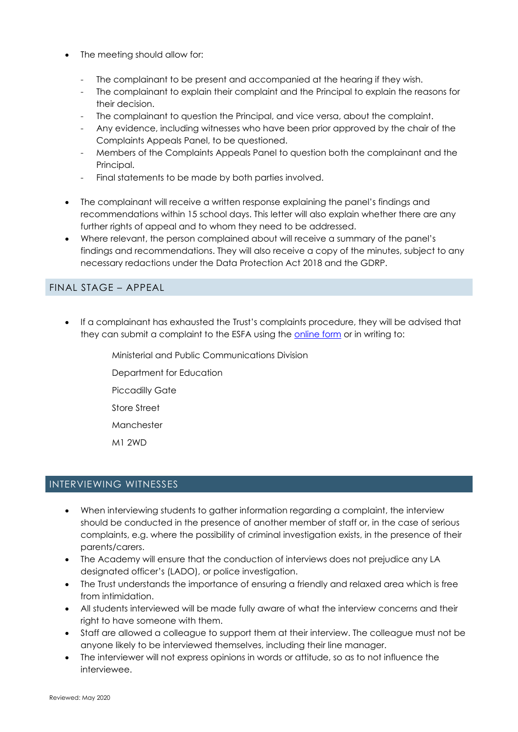- The meeting should allow for:
  - The complainant to be present and accompanied at the hearing if they wish.
  - The complainant to explain their complaint and the Principal to explain the reasons for their decision.
  - The complainant to question the Principal, and vice versa, about the complaint.
  - Any evidence, including witnesses who have been prior approved by the chair of the Complaints Appeals Panel, to be questioned.
  - Members of the Complaints Appeals Panel to question both the complainant and the Principal.
  - Final statements to be made by both parties involved.
- The complainant will receive a written response explaining the panel's findings and recommendations within 15 school days. This letter will also explain whether there are any further rights of appeal and to whom they need to be addressed.
- Where relevant, the person complained about will receive a summary of the panel's findings and recommendations. They will also receive a copy of the minutes, subject to any necessary redactions under the Data Protection Act 2018 and the GDRP.

## FINAL STAGE – APPEAL

- If a complainant has exhausted the Trust's complaints procedure, they will be advised that they can submit a complaint to the ESFA using the online form or in writing to:

  Ministerial and Public Communications Division

  Department for Education

  Piccadilly Gate

  Store Street

  Manchester

  M1 2WD

## INTERVIEWING WITNESSES

- When interviewing students to gather information regarding a complaint, the interview should be conducted in the presence of another member of staff or, in the case of serious complaints, e.g. where the possibility of criminal investigation exists, in the presence of their parents/carers.
- The Academy will ensure that the conduction of interviews does not prejudice any LA designated officer's (LADO), or police investigation.
- The Trust understands the importance of ensuring a friendly and relaxed area which is free from intimidation.
- All students interviewed will be made fully aware of what the interview concerns and their right to have someone with them.
- Staff are allowed a colleague to support them at their interview. The colleague must not be anyone likely to be interviewed themselves, including their line manager.
- The interviewer will not express opinions in words or attitude, so as to not influence the interviewee.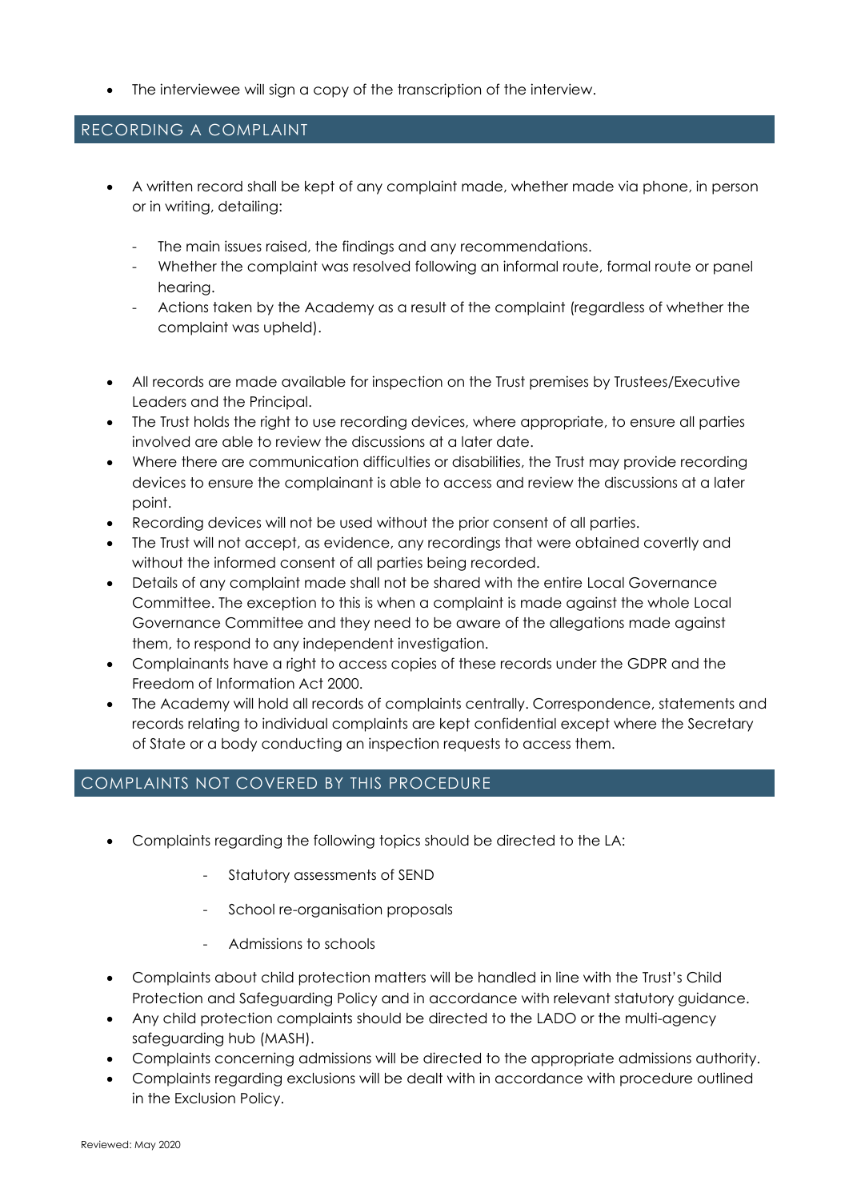- The interviewee will sign a copy of the transcription of the interview.

## RECORDING A COMPLAINT

- A written record shall be kept of any complaint made, whether made via phone, in person or in writing, detailing:
  - The main issues raised, the findings and any recommendations.
  - Whether the complaint was resolved following an informal route, formal route or panel hearing.
  - Actions taken by the Academy as a result of the complaint (regardless of whether the complaint was upheld).
- All records are made available for inspection on the Trust premises by Trustees/Executive Leaders and the Principal.
- The Trust holds the right to use recording devices, where appropriate, to ensure all parties involved are able to review the discussions at a later date.
- Where there are communication difficulties or disabilities, the Trust may provide recording devices to ensure the complainant is able to access and review the discussions at a later point.
- Recording devices will not be used without the prior consent of all parties.
- The Trust will not accept, as evidence, any recordings that were obtained covertly and without the informed consent of all parties being recorded.
- Details of any complaint made shall not be shared with the entire Local Governance Committee. The exception to this is when a complaint is made against the whole Local Governance Committee and they need to be aware of the allegations made against them, to respond to any independent investigation.
- Complainants have a right to access copies of these records under the GDPR and the Freedom of Information Act 2000.
- The Academy will hold all records of complaints centrally. Correspondence, statements and records relating to individual complaints are kept confidential except where the Secretary of State or a body conducting an inspection requests to access them.

## COMPLAINTS NOT COVERED BY THIS PROCEDURE

- Complaints regarding the following topics should be directed to the LA:
  - Statutory assessments of SEND
  - School re-organisation proposals
  - Admissions to schools
- Complaints about child protection matters will be handled in line with the Trust's Child Protection and Safeguarding Policy and in accordance with relevant statutory guidance.
- Any child protection complaints should be directed to the LADO or the multi-agency safeguarding hub (MASH).
- Complaints concerning admissions will be directed to the appropriate admissions authority.
- Complaints regarding exclusions will be dealt with in accordance with procedure outlined in the Exclusion Policy.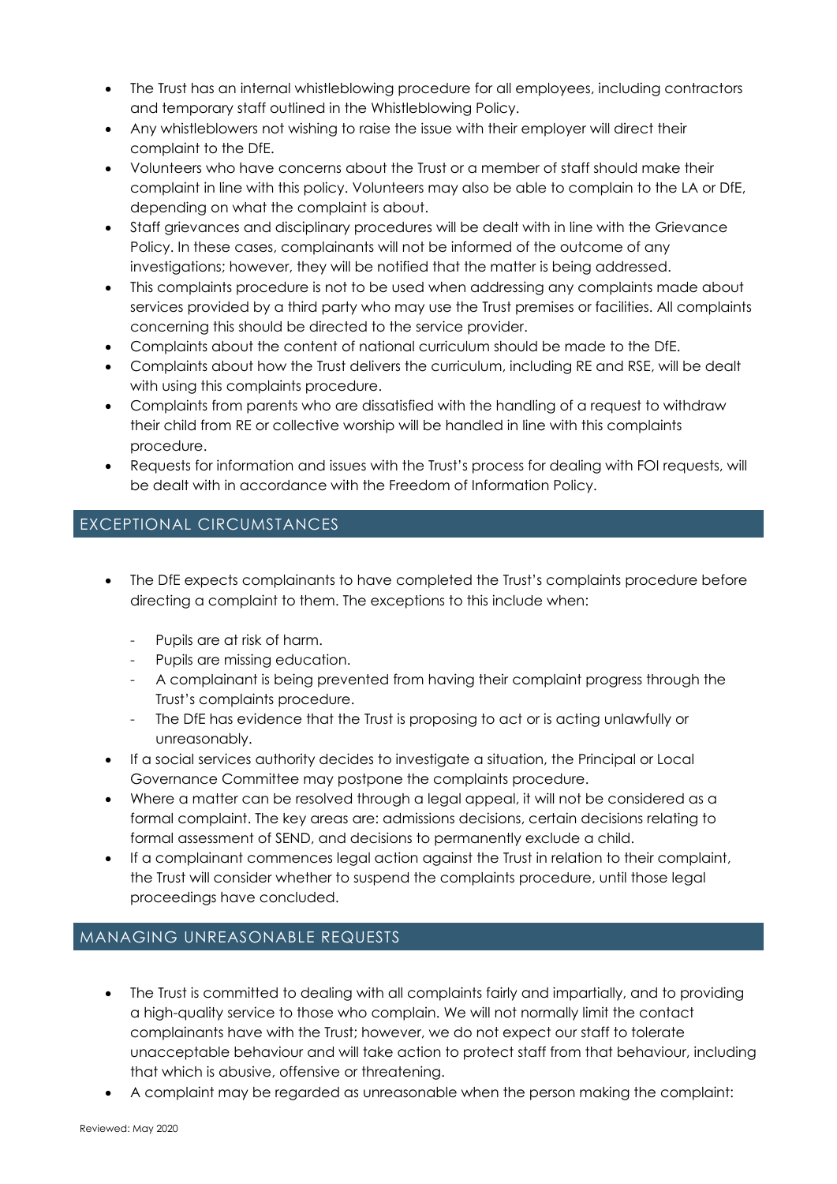- The Trust has an internal whistleblowing procedure for all employees, including contractors and temporary staff outlined in the Whistleblowing Policy.
- Any whistleblowers not wishing to raise the issue with their employer will direct their complaint to the DfE.
- Volunteers who have concerns about the Trust or a member of staff should make their complaint in line with this policy. Volunteers may also be able to complain to the LA or DfE, depending on what the complaint is about.
- Staff grievances and disciplinary procedures will be dealt with in line with the Grievance Policy. In these cases, complainants will not be informed of the outcome of any investigations; however, they will be notified that the matter is being addressed.
- This complaints procedure is not to be used when addressing any complaints made about services provided by a third party who may use the Trust premises or facilities. All complaints concerning this should be directed to the service provider.
- Complaints about the content of national curriculum should be made to the DfE.
- Complaints about how the Trust delivers the curriculum, including RE and RSE, will be dealt with using this complaints procedure.
- Complaints from parents who are dissatisfied with the handling of a request to withdraw their child from RE or collective worship will be handled in line with this complaints procedure.
- Requests for information and issues with the Trust's process for dealing with FOI requests, will be dealt with in accordance with the Freedom of Information Policy.

## EXCEPTIONAL CIRCUMSTANCES

- The DfE expects complainants to have completed the Trust's complaints procedure before directing a complaint to them. The exceptions to this include when:
  - Pupils are at risk of harm.
  - Pupils are missing education.
  - A complainant is being prevented from having their complaint progress through the Trust's complaints procedure.
  - The DfE has evidence that the Trust is proposing to act or is acting unlawfully or unreasonably.
- If a social services authority decides to investigate a situation, the Principal or Local Governance Committee may postpone the complaints procedure.
- Where a matter can be resolved through a legal appeal, it will not be considered as a formal complaint. The key areas are: admissions decisions, certain decisions relating to formal assessment of SEND, and decisions to permanently exclude a child.
- If a complainant commences legal action against the Trust in relation to their complaint, the Trust will consider whether to suspend the complaints procedure, until those legal proceedings have concluded.

## MANAGING UNREASONABLE REQUESTS

- The Trust is committed to dealing with all complaints fairly and impartially, and to providing a high-quality service to those who complain. We will not normally limit the contact complainants have with the Trust; however, we do not expect our staff to tolerate unacceptable behaviour and will take action to protect staff from that behaviour, including that which is abusive, offensive or threatening.
- A complaint may be regarded as unreasonable when the person making the complaint: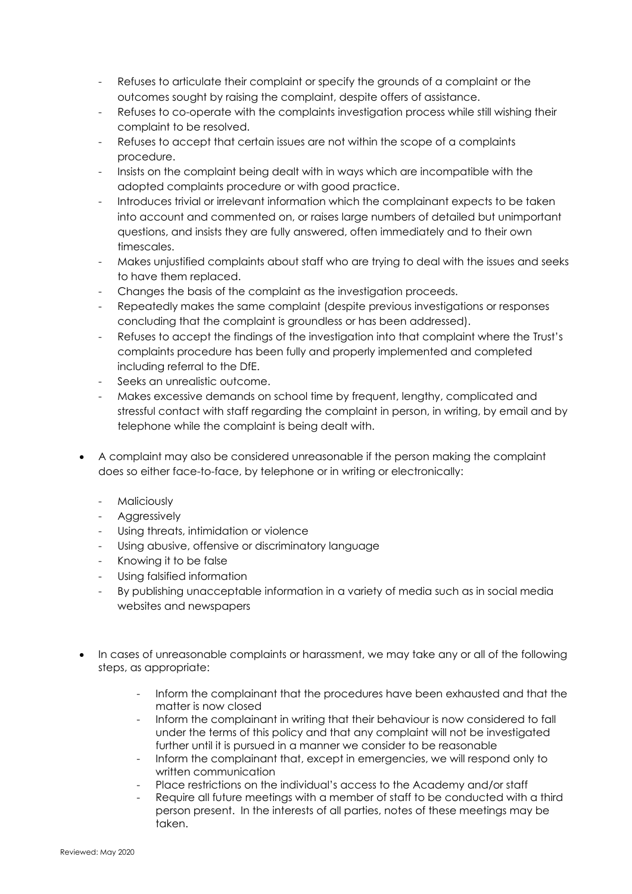- Refuses to articulate their complaint or specify the grounds of a complaint or the outcomes sought by raising the complaint, despite offers of assistance.
- Refuses to co-operate with the complaints investigation process while still wishing their complaint to be resolved.
- Refuses to accept that certain issues are not within the scope of a complaints procedure.
- Insists on the complaint being dealt with in ways which are incompatible with the adopted complaints procedure or with good practice.
- Introduces trivial or irrelevant information which the complainant expects to be taken into account and commented on, or raises large numbers of detailed but unimportant questions, and insists they are fully answered, often immediately and to their own timescales.
- Makes unjustified complaints about staff who are trying to deal with the issues and seeks to have them replaced.
- Changes the basis of the complaint as the investigation proceeds.
- Repeatedly makes the same complaint (despite previous investigations or responses concluding that the complaint is groundless or has been addressed).
- Refuses to accept the findings of the investigation into that complaint where the Trust's complaints procedure has been fully and properly implemented and completed including referral to the DfE.
- Seeks an unrealistic outcome.
- Makes excessive demands on school time by frequent, lengthy, complicated and stressful contact with staff regarding the complaint in person, in writing, by email and by telephone while the complaint is being dealt with.

- A complaint may also be considered unreasonable if the person making the complaint does so either face-to-face, by telephone or in writing or electronically:
  - Maliciously
  - Aggressively
  - Using threats, intimidation or violence
  - Using abusive, offensive or discriminatory language
  - Knowing it to be false
  - Using falsified information
  - By publishing unacceptable information in a variety of media such as in social media websites and newspapers

- In cases of unreasonable complaints or harassment, we may take any or all of the following steps, as appropriate:
  - Inform the complainant that the procedures have been exhausted and that the matter is now closed
  - Inform the complainant in writing that their behaviour is now considered to fall under the terms of this policy and that any complaint will not be investigated further until it is pursued in a manner we consider to be reasonable
  - Inform the complainant that, except in emergencies, we will respond only to written communication
  - Place restrictions on the individual's access to the Academy and/or staff
  - Require all future meetings with a member of staff to be conducted with a third person present. In the interests of all parties, notes of these meetings may be taken.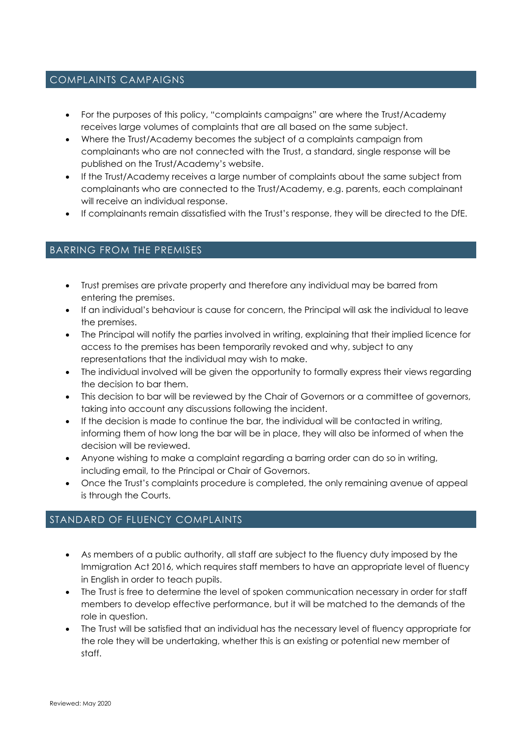## COMPLAINTS CAMPAIGNS

- For the purposes of this policy, "complaints campaigns" are where the Trust/Academy receives large volumes of complaints that are all based on the same subject.
- Where the Trust/Academy becomes the subject of a complaints campaign from complainants who are not connected with the Trust, a standard, single response will be published on the Trust/Academy's website.
- If the Trust/Academy receives a large number of complaints about the same subject from complainants who are connected to the Trust/Academy, e.g. parents, each complainant will receive an individual response.
- If complainants remain dissatisfied with the Trust's response, they will be directed to the DfE.

## BARRING FROM THE PREMISES

- Trust premises are private property and therefore any individual may be barred from entering the premises.
- If an individual's behaviour is cause for concern, the Principal will ask the individual to leave the premises.
- The Principal will notify the parties involved in writing, explaining that their implied licence for access to the premises has been temporarily revoked and why, subject to any representations that the individual may wish to make.
- The individual involved will be given the opportunity to formally express their views regarding the decision to bar them.
- This decision to bar will be reviewed by the Chair of Governors or a committee of governors, taking into account any discussions following the incident.
- If the decision is made to continue the bar, the individual will be contacted in writing, informing them of how long the bar will be in place, they will also be informed of when the decision will be reviewed.
- Anyone wishing to make a complaint regarding a barring order can do so in writing, including email, to the Principal or Chair of Governors.
- Once the Trust's complaints procedure is completed, the only remaining avenue of appeal is through the Courts.

## STANDARD OF FLUENCY COMPLAINTS

- As members of a public authority, all staff are subject to the fluency duty imposed by the Immigration Act 2016, which requires staff members to have an appropriate level of fluency in English in order to teach pupils.
- The Trust is free to determine the level of spoken communication necessary in order for staff members to develop effective performance, but it will be matched to the demands of the role in question.
- The Trust will be satisfied that an individual has the necessary level of fluency appropriate for the role they will be undertaking, whether this is an existing or potential new member of staff.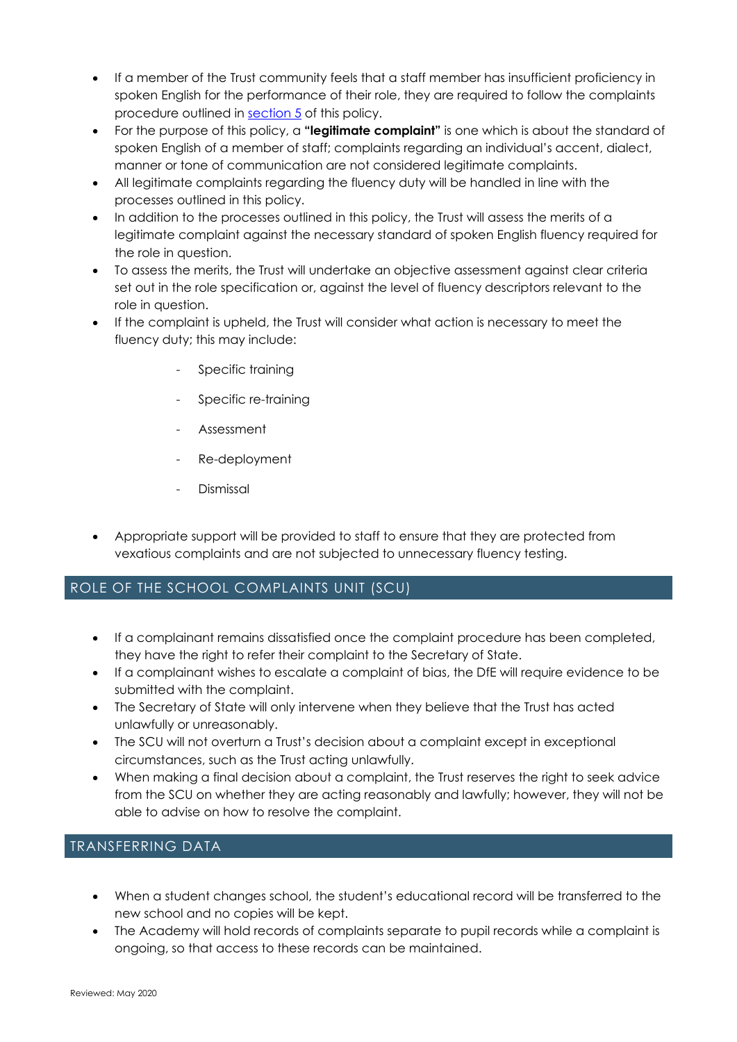- If a member of the Trust community feels that a staff member has insufficient proficiency in spoken English for the performance of their role, they are required to follow the complaints procedure outlined in section 5 of this policy.
- For the purpose of this policy, a **"legitimate complaint"** is one which is about the standard of spoken English of a member of staff; complaints regarding an individual's accent, dialect, manner or tone of communication are not considered legitimate complaints.
- All legitimate complaints regarding the fluency duty will be handled in line with the processes outlined in this policy.
- In addition to the processes outlined in this policy, the Trust will assess the merits of a legitimate complaint against the necessary standard of spoken English fluency required for the role in question.
- To assess the merits, the Trust will undertake an objective assessment against clear criteria set out in the role specification or, against the level of fluency descriptors relevant to the role in question.
- If the complaint is upheld, the Trust will consider what action is necessary to meet the fluency duty; this may include:
  - Specific training
  - Specific re-training
  - Assessment
  - Re-deployment
  - Dismissal
- Appropriate support will be provided to staff to ensure that they are protected from vexatious complaints and are not subjected to unnecessary fluency testing.

## ROLE OF THE SCHOOL COMPLAINTS UNIT (SCU)

- If a complainant remains dissatisfied once the complaint procedure has been completed, they have the right to refer their complaint to the Secretary of State.
- If a complainant wishes to escalate a complaint of bias, the DfE will require evidence to be submitted with the complaint.
- The Secretary of State will only intervene when they believe that the Trust has acted unlawfully or unreasonably.
- The SCU will not overturn a Trust's decision about a complaint except in exceptional circumstances, such as the Trust acting unlawfully.
- When making a final decision about a complaint, the Trust reserves the right to seek advice from the SCU on whether they are acting reasonably and lawfully; however, they will not be able to advise on how to resolve the complaint.

## TRANSFERRING DATA

- When a student changes school, the student's educational record will be transferred to the new school and no copies will be kept.
- The Academy will hold records of complaints separate to pupil records while a complaint is ongoing, so that access to these records can be maintained.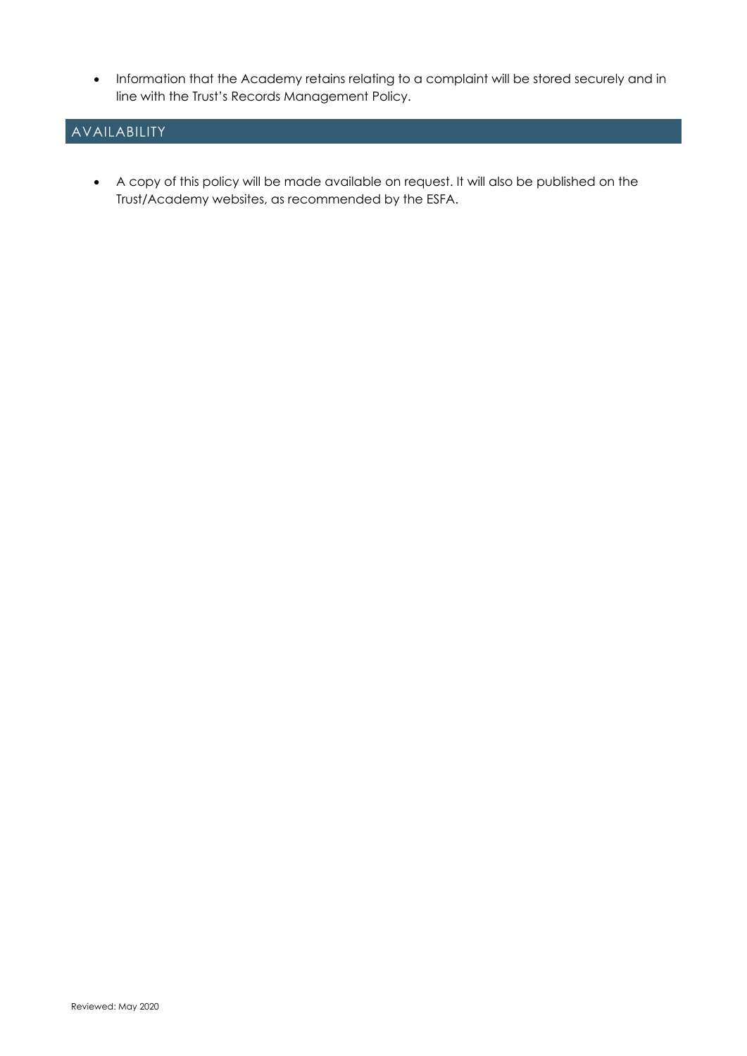- Information that the Academy retains relating to a complaint will be stored securely and in line with the Trust's Records Management Policy.

## AVAILABILITY

- A copy of this policy will be made available on request. It will also be published on the Trust/Academy websites, as recommended by the ESFA.

Reviewed: May 2020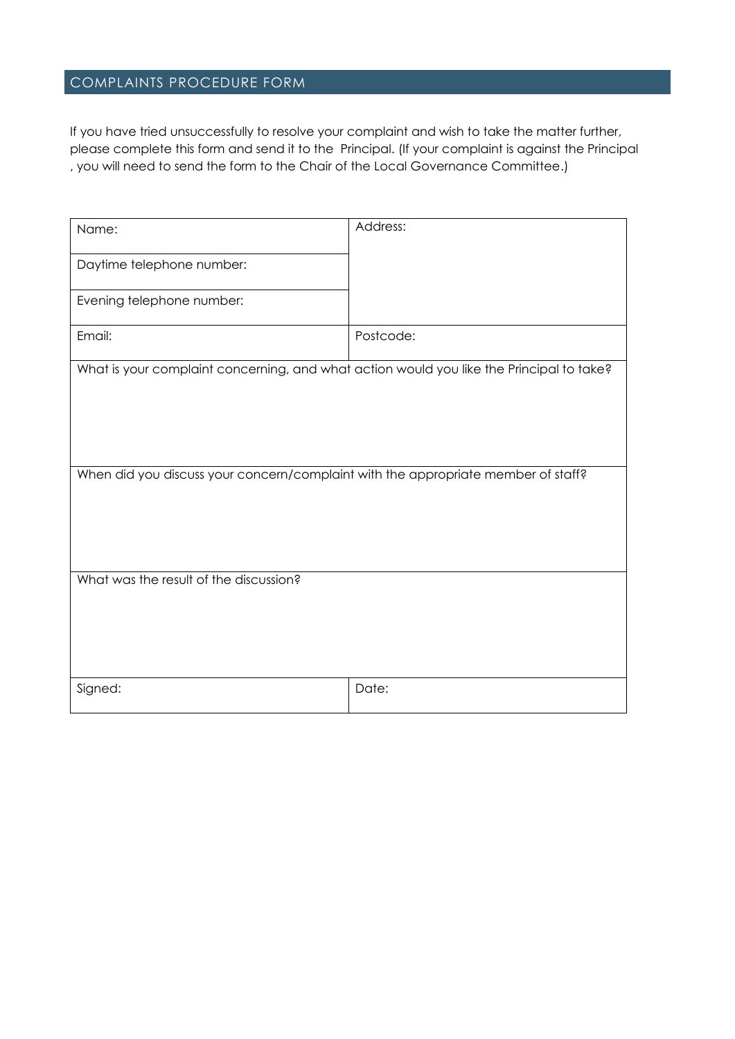## COMPLAINTS PROCEDURE FORM

If you have tried unsuccessfully to resolve your complaint and wish to take the matter further, please complete this form and send it to the Principal. (If your complaint is against the Principal , you will need to send the form to the Chair of the Local Governance Committee.)

| | |
|---|---|
| Name: | Address: |
| Daytime telephone number: | |
| Evening telephone number: | |
| Email: | Postcode: |
| What is your complaint concerning, and what action would you like the Principal to take? | |
| When did you discuss your concern/complaint with the appropriate member of staff? | |
| What was the result of the discussion? | |
| Signed: | Date: |